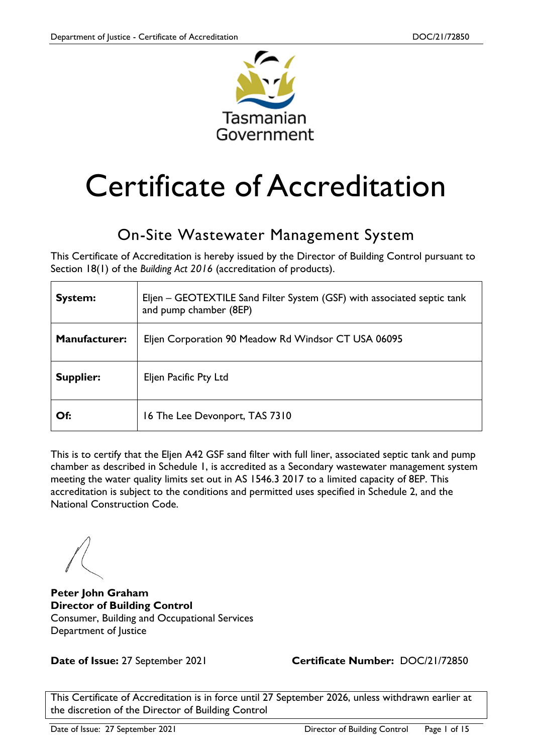# Certificate of Accreditation

## On-Site Wastewater Management System

This Certificate of Accreditation is hereby issued by the Director of Building Control pursuant to Section 18(1) of the *Building Act 2016* (accreditation of products).

| | |
|---|---|
| **System:** | Eljen – GEOTEXTILE Sand Filter System (GSF) with associated septic tank and pump chamber (8EP) |
| **Manufacturer:** | Eljen Corporation 90 Meadow Rd Windsor CT USA 06095 |
| **Supplier:** | Eljen Pacific Pty Ltd |
| **Of:** | 16 The Lee Devonport, TAS 7310 |

This is to certify that the Eljen A42 GSF sand filter with full liner, associated septic tank and pump chamber as described in Schedule 1, is accredited as a Secondary wastewater management system meeting the water quality limits set out in AS 1546.3 2017 to a limited capacity of 8EP. This accreditation is subject to the conditions and permitted uses specified in Schedule 2, and the National Construction Code.

**Peter John Graham**
**Director of Building Control**
Consumer, Building and Occupational Services
Department of Justice

**Date of Issue:** 27 September 2021

**Certificate Number:** DOC/21/72850

This Certificate of Accreditation is in force until 27 September 2026, unless withdrawn earlier at the discretion of the Director of Building Control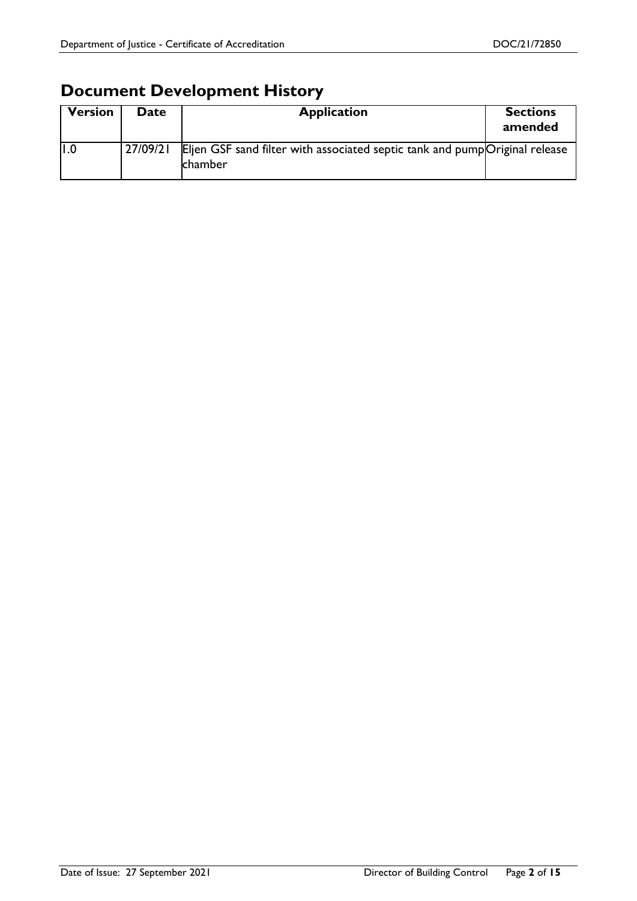# Document Development History

| Version | Date | Application | Sections amended |
|---|---|---|---|
| 1.0 | 27/09/21 | Eljen GSF sand filter with associated septic tank and pump chamber | Original release |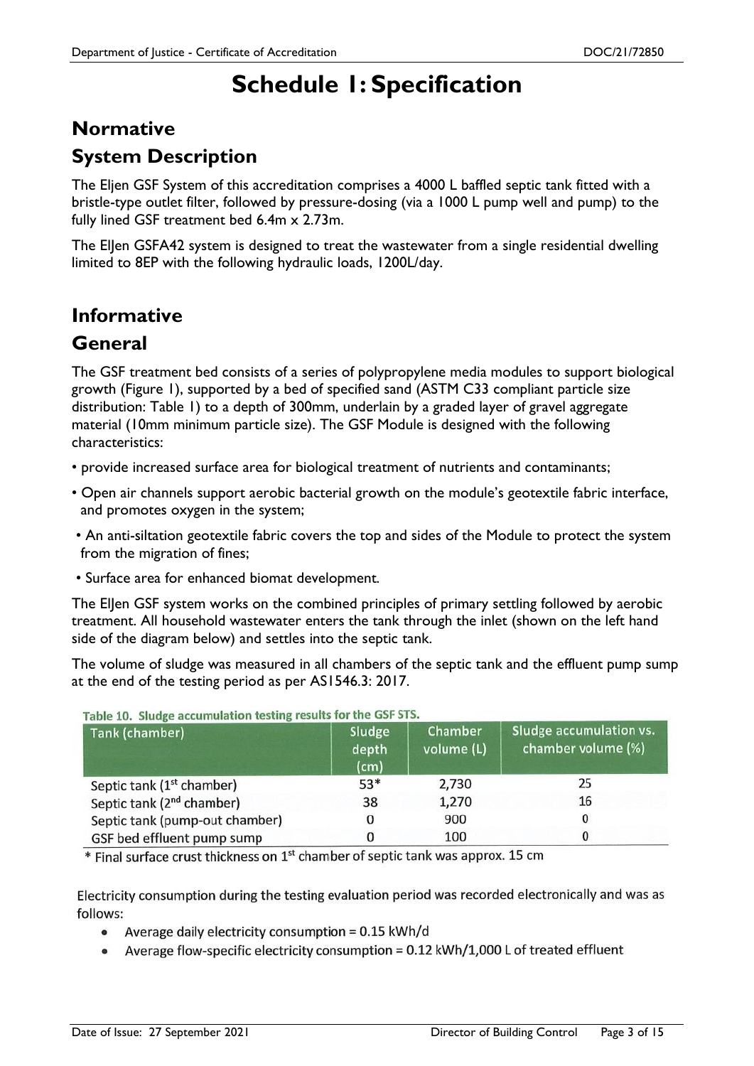# Schedule 1: Specification

## Normative

## System Description

The Eljen GSF System of this accreditation comprises a 4000 L baffled septic tank fitted with a bristle-type outlet filter, followed by pressure-dosing (via a 1000 L pump well and pump) to the fully lined GSF treatment bed 6.4m x 2.73m.

The ElJen GSFA42 system is designed to treat the wastewater from a single residential dwelling limited to 8EP with the following hydraulic loads, 1200L/day.

## Informative

## General

The GSF treatment bed consists of a series of polypropylene media modules to support biological growth (Figure 1), supported by a bed of specified sand (ASTM C33 compliant particle size distribution: Table 1) to a depth of 300mm, underlain by a graded layer of gravel aggregate material (10mm minimum particle size). The GSF Module is designed with the following characteristics:

- provide increased surface area for biological treatment of nutrients and contaminants;
- Open air channels support aerobic bacterial growth on the module's geotextile fabric interface, and promotes oxygen in the system;
- An anti-siltation geotextile fabric covers the top and sides of the Module to protect the system from the migration of fines;
- Surface area for enhanced biomat development.

The ElJen GSF system works on the combined principles of primary settling followed by aerobic treatment. All household wastewater enters the tank through the inlet (shown on the left hand side of the diagram below) and settles into the septic tank.

The volume of sludge was measured in all chambers of the septic tank and the effluent pump sump at the end of the testing period as per AS1546.3: 2017.

Table 10. Sludge accumulation testing results for the GSF STS.

| Tank (chamber) | Sludge depth (cm) | Chamber volume (L) | Sludge accumulation vs. chamber volume (%) |
|---|---|---|---|
| Septic tank (1st chamber) | 53* | 2,730 | 25 |
| Septic tank (2nd chamber) | 38 | 1,270 | 16 |
| Septic tank (pump-out chamber) | 0 | 900 | 0 |
| GSF bed effluent pump sump | 0 | 100 | 0 |

\* Final surface crust thickness on 1st chamber of septic tank was approx. 15 cm

Electricity consumption during the testing evaluation period was recorded electronically and was as follows:

- Average daily electricity consumption = 0.15 kWh/d
- Average flow-specific electricity consumption = 0.12 kWh/1,000 L of treated effluent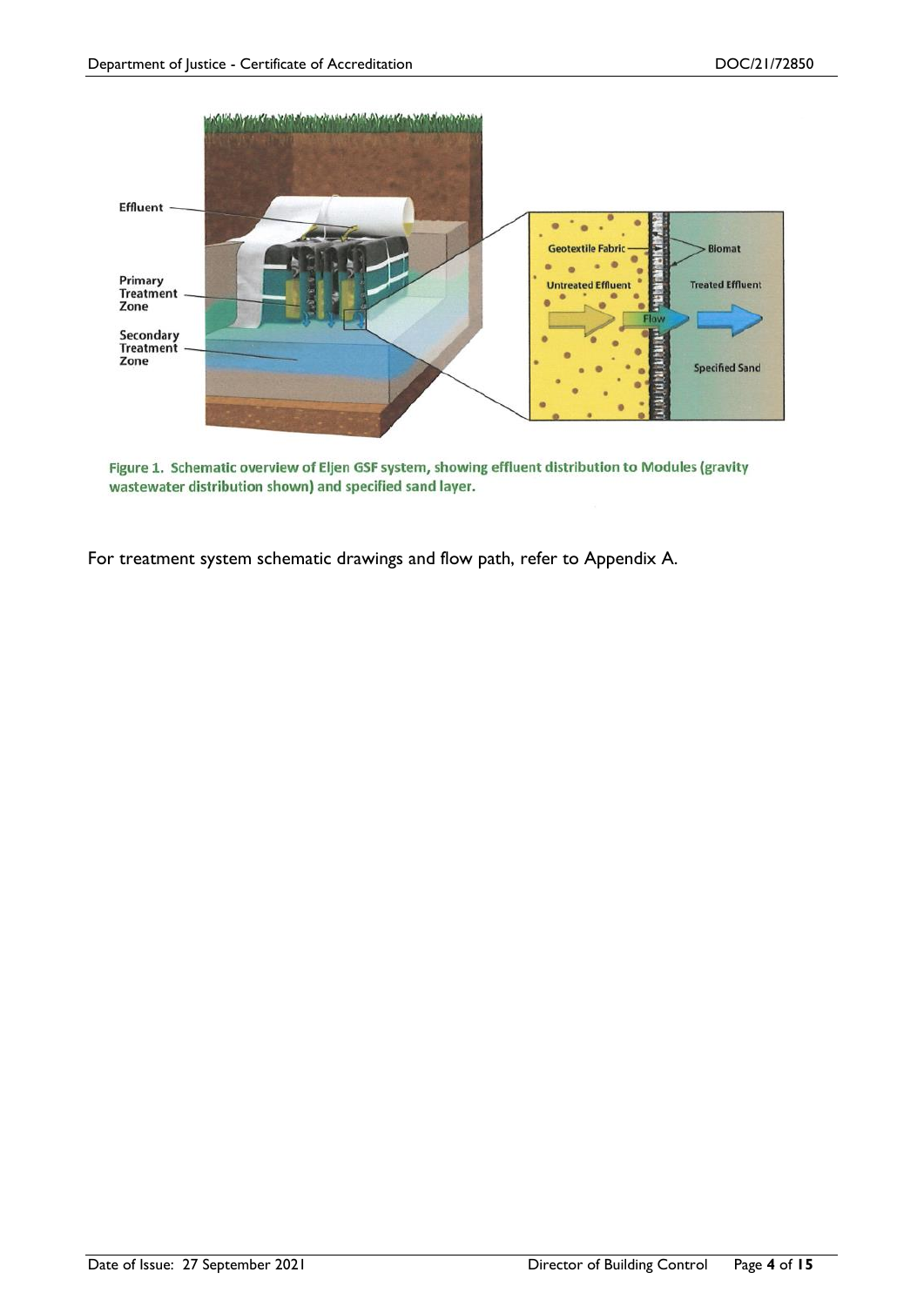Figure 1. Schematic overview of Eljen GSF system, showing effluent distribution to Modules (gravity wastewater distribution shown) and specified sand layer.

For treatment system schematic drawings and flow path, refer to Appendix A.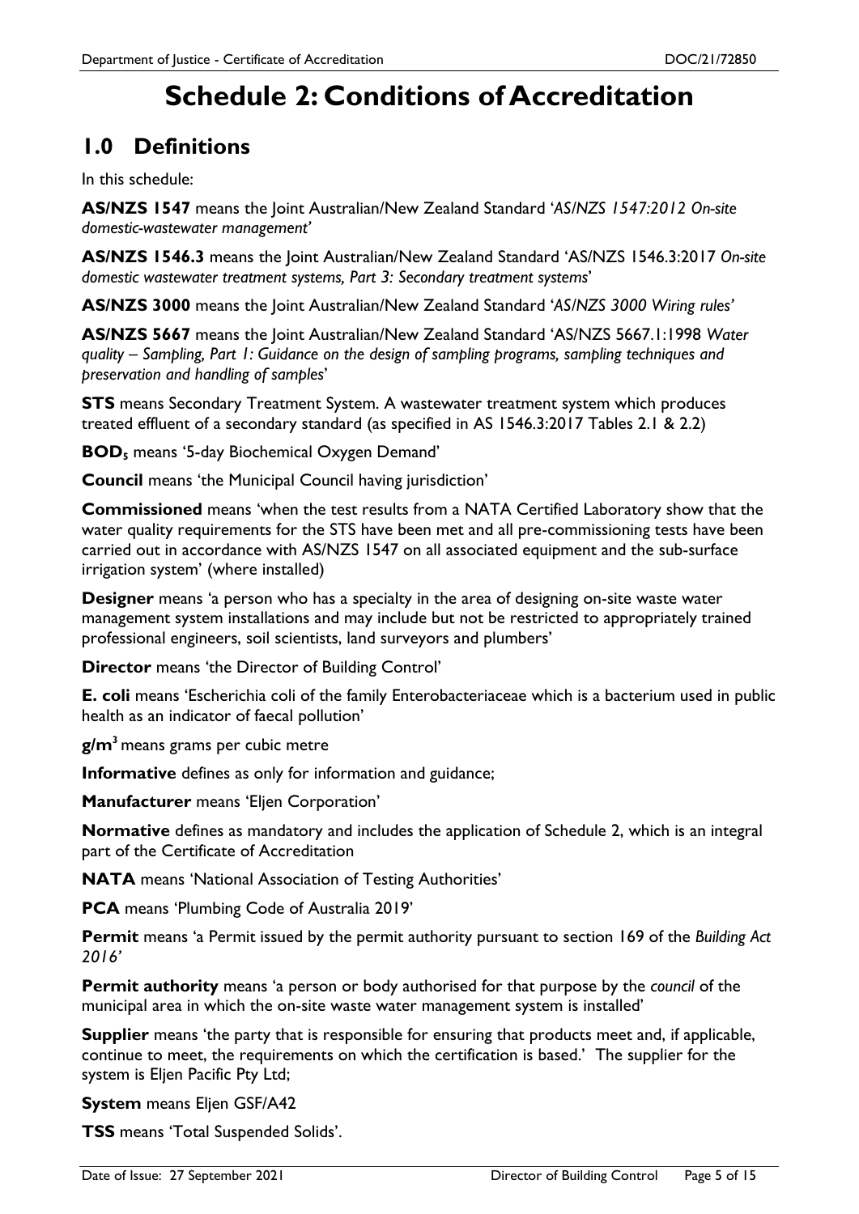# Schedule 2: Conditions of Accreditation

## 1.0 Definitions

In this schedule:

**AS/NZS 1547** means the Joint Australian/New Zealand Standard '*AS/NZS 1547:2012 On-site domestic-wastewater management'*

**AS/NZS 1546.3** means the Joint Australian/New Zealand Standard 'AS/NZS 1546.3:2017 *On-site domestic wastewater treatment systems, Part 3: Secondary treatment systems*'

**AS/NZS 3000** means the Joint Australian/New Zealand Standard '*AS/NZS 3000 Wiring rules'*

**AS/NZS 5667** means the Joint Australian/New Zealand Standard 'AS/NZS 5667.1:1998 *Water quality – Sampling, Part 1: Guidance on the design of sampling programs, sampling techniques and preservation and handling of samples*'

**STS** means Secondary Treatment System. A wastewater treatment system which produces treated effluent of a secondary standard (as specified in AS 1546.3:2017 Tables 2.1 & 2.2)

**$BOD_5$** means '5-day Biochemical Oxygen Demand'

**Council** means 'the Municipal Council having jurisdiction'

**Commissioned** means 'when the test results from a NATA Certified Laboratory show that the water quality requirements for the STS have been met and all pre-commissioning tests have been carried out in accordance with AS/NZS 1547 on all associated equipment and the sub-surface irrigation system' (where installed)

**Designer** means 'a person who has a specialty in the area of designing on-site waste water management system installations and may include but not be restricted to appropriately trained professional engineers, soil scientists, land surveyors and plumbers'

**Director** means 'the Director of Building Control'

**E. coli** means 'Escherichia coli of the family Enterobacteriaceae which is a bacterium used in public health as an indicator of faecal pollution'

**$g/m^3$** means grams per cubic metre

**Informative** defines as only for information and guidance;

**Manufacturer** means 'Eljen Corporation'

**Normative** defines as mandatory and includes the application of Schedule 2, which is an integral part of the Certificate of Accreditation

**NATA** means 'National Association of Testing Authorities'

**PCA** means 'Plumbing Code of Australia 2019'

**Permit** means 'a Permit issued by the permit authority pursuant to section 169 of the *Building Act 2016'*

**Permit authority** means 'a person or body authorised for that purpose by the *council* of the municipal area in which the on-site waste water management system is installed'

**Supplier** means 'the party that is responsible for ensuring that products meet and, if applicable, continue to meet, the requirements on which the certification is based.' The supplier for the system is Eljen Pacific Pty Ltd;

**System** means Eljen GSF/A42

**TSS** means 'Total Suspended Solids'.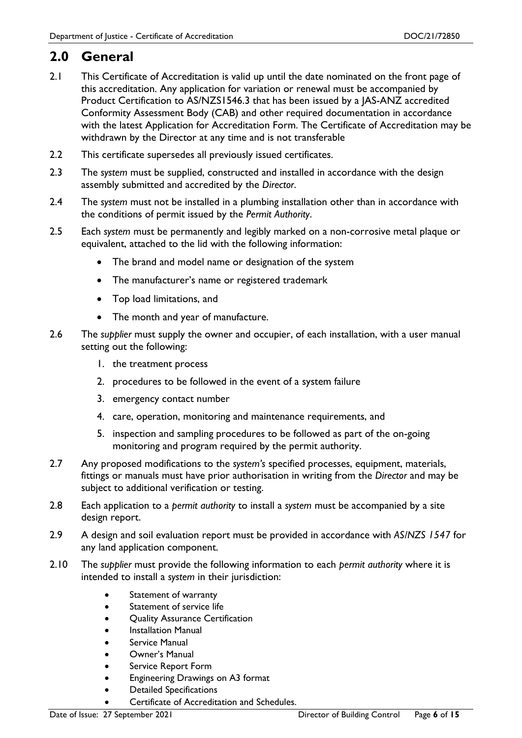## 2.0 General

2.1 This Certificate of Accreditation is valid up until the date nominated on the front page of this accreditation. Any application for variation or renewal must be accompanied by Product Certification to AS/NZS1546.3 that has been issued by a JAS-ANZ accredited Conformity Assessment Body (CAB) and other required documentation in accordance with the latest Application for Accreditation Form. The Certificate of Accreditation may be withdrawn by the Director at any time and is not transferable

2.2 This certificate supersedes all previously issued certificates.

2.3 The *system* must be supplied, constructed and installed in accordance with the design assembly submitted and accredited by the *Director*.

2.4 The *system* must not be installed in a plumbing installation other than in accordance with the conditions of permit issued by the *Permit Authority*.

2.5 Each *system* must be permanently and legibly marked on a non-corrosive metal plaque or equivalent, attached to the lid with the following information:

- The brand and model name or designation of the system
- The manufacturer's name or registered trademark
- Top load limitations, and
- The month and year of manufacture.

2.6 The *supplier* must supply the owner and occupier, of each installation, with a user manual setting out the following:

1. the treatment process
2. procedures to be followed in the event of a system failure
3. emergency contact number
4. care, operation, monitoring and maintenance requirements, and
5. inspection and sampling procedures to be followed as part of the on-going monitoring and program required by the permit authority.

2.7 Any proposed modifications to the *system's* specified processes, equipment, materials, fittings or manuals must have prior authorisation in writing from the *Director* and may be subject to additional verification or testing.

2.8 Each application to a *permit authority* to install a *system* must be accompanied by a site design report.

2.9 A design and soil evaluation report must be provided in accordance with *AS/NZS 1547* for any land application component.

2.10 The *supplier* must provide the following information to each *permit authority* where it is intended to install a *system* in their jurisdiction:

- Statement of warranty
- Statement of service life
- Quality Assurance Certification
- Installation Manual
- Service Manual
- Owner's Manual
- Service Report Form
- Engineering Drawings on A3 format
- Detailed Specifications
- Certificate of Accreditation and Schedules.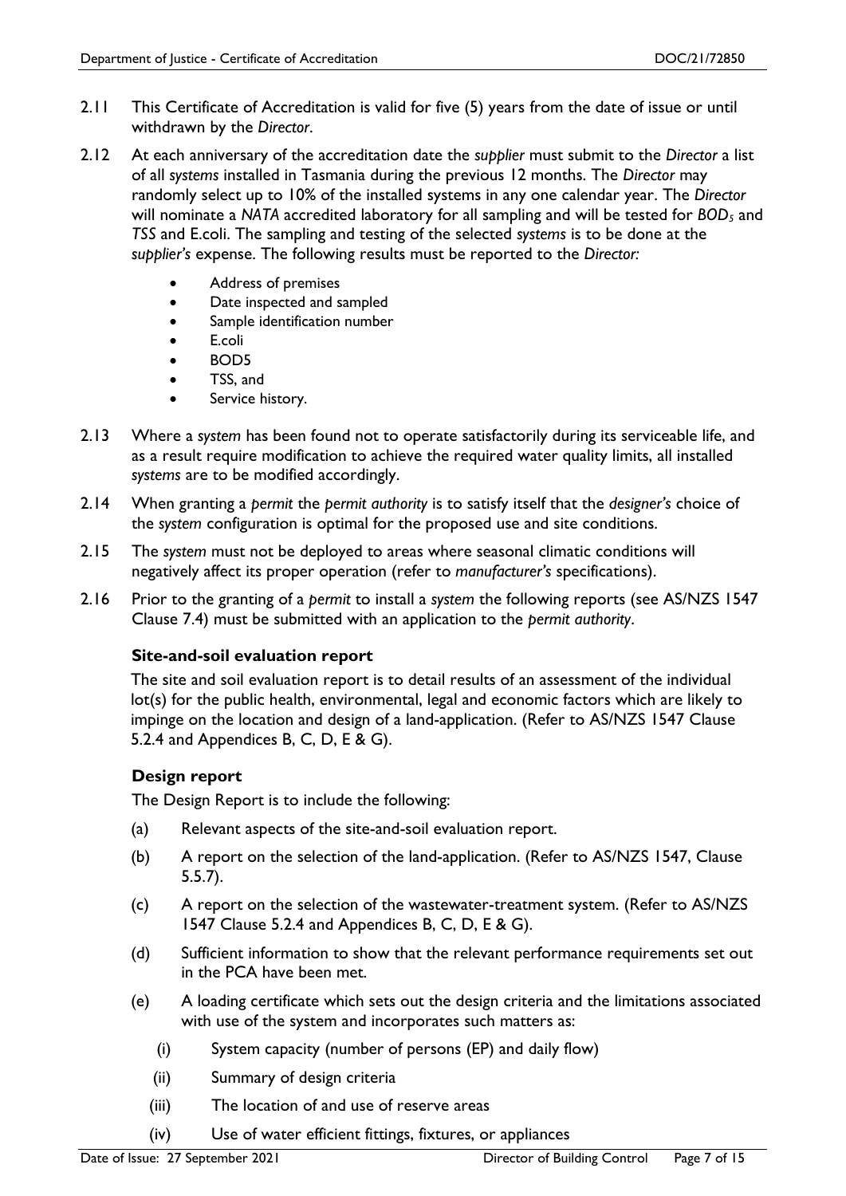2.11 This Certificate of Accreditation is valid for five (5) years from the date of issue or until withdrawn by the *Director*.

2.12 At each anniversary of the accreditation date the *supplier* must submit to the *Director* a list of all *systems* installed in Tasmania during the previous 12 months. The *Director* may randomly select up to 10% of the installed systems in any one calendar year. The *Director* will nominate a *NATA* accredited laboratory for all sampling and will be tested for $BOD_5$ and *TSS* and E.coli. The sampling and testing of the selected *systems* is to be done at the *supplier's* expense. The following results must be reported to the *Director:*

- Address of premises
- Date inspected and sampled
- Sample identification number
- E.coli
- BOD5
- TSS, and
- Service history.

2.13 Where a *system* has been found not to operate satisfactorily during its serviceable life, and as a result require modification to achieve the required water quality limits, all installed *systems* are to be modified accordingly.

2.14 When granting a *permit* the *permit authority* is to satisfy itself that the *designer's* choice of the *system* configuration is optimal for the proposed use and site conditions.

2.15 The *system* must not be deployed to areas where seasonal climatic conditions will negatively affect its proper operation (refer to *manufacturer's* specifications).

2.16 Prior to the granting of a *permit* to install a *system* the following reports (see AS/NZS 1547 Clause 7.4) must be submitted with an application to the *permit authority*.

**Site-and-soil evaluation report**

The site and soil evaluation report is to detail results of an assessment of the individual lot(s) for the public health, environmental, legal and economic factors which are likely to impinge on the location and design of a land-application. (Refer to AS/NZS 1547 Clause 5.2.4 and Appendices B, C, D, E & G).

**Design report**

The Design Report is to include the following:

(a) Relevant aspects of the site-and-soil evaluation report.

(b) A report on the selection of the land-application. (Refer to AS/NZS 1547, Clause 5.5.7).

(c) A report on the selection of the wastewater-treatment system. (Refer to AS/NZS 1547 Clause 5.2.4 and Appendices B, C, D, E & G).

(d) Sufficient information to show that the relevant performance requirements set out in the PCA have been met.

(e) A loading certificate which sets out the design criteria and the limitations associated with use of the system and incorporates such matters as:

  (i) System capacity (number of persons (EP) and daily flow)

  (ii) Summary of design criteria

  (iii) The location of and use of reserve areas

  (iv) Use of water efficient fittings, fixtures, or appliances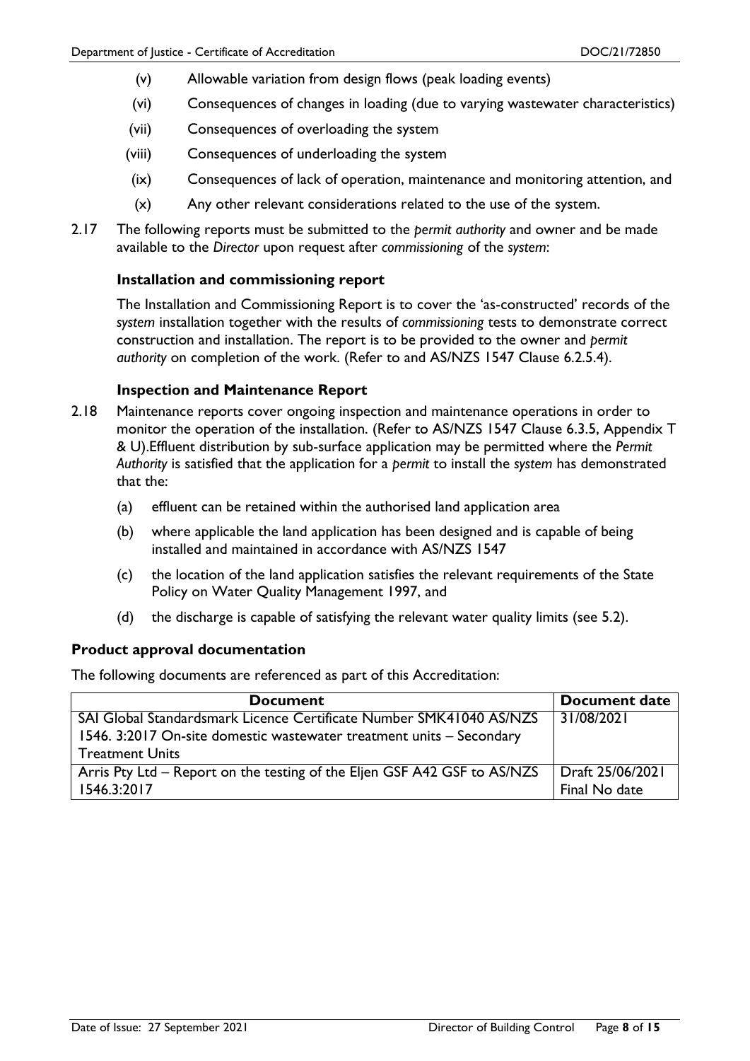(v) Allowable variation from design flows (peak loading events)

(vi) Consequences of changes in loading (due to varying wastewater characteristics)

(vii) Consequences of overloading the system

(viii) Consequences of underloading the system

(ix) Consequences of lack of operation, maintenance and monitoring attention, and

(x) Any other relevant considerations related to the use of the system.

2.17 The following reports must be submitted to the *permit authority* and owner and be made available to the *Director* upon request after *commissioning* of the *system*:

**Installation and commissioning report**

The Installation and Commissioning Report is to cover the 'as-constructed' records of the *system* installation together with the results of *commissioning* tests to demonstrate correct construction and installation. The report is to be provided to the owner and *permit authority* on completion of the work. (Refer to and AS/NZS 1547 Clause 6.2.5.4).

**Inspection and Maintenance Report**

2.18 Maintenance reports cover ongoing inspection and maintenance operations in order to monitor the operation of the installation. (Refer to AS/NZS 1547 Clause 6.3.5, Appendix T & U).Effluent distribution by sub-surface application may be permitted where the *Permit Authority* is satisfied that the application for a *permit* to install the *system* has demonstrated that the:

(a) effluent can be retained within the authorised land application area

(b) where applicable the land application has been designed and is capable of being installed and maintained in accordance with AS/NZS 1547

(c) the location of the land application satisfies the relevant requirements of the State Policy on Water Quality Management 1997, and

(d) the discharge is capable of satisfying the relevant water quality limits (see 5.2).

## Product approval documentation

The following documents are referenced as part of this Accreditation:

| Document | Document date |
|---|---|
| SAI Global Standardsmark Licence Certificate Number SMK41040 AS/NZS 1546. 3:2017 On-site domestic wastewater treatment units – Secondary Treatment Units | 31/08/2021 |
| Arris Pty Ltd – Report on the testing of the Eljen GSF A42 GSF to AS/NZS 1546.3:2017 | Draft 25/06/2021<br>Final No date |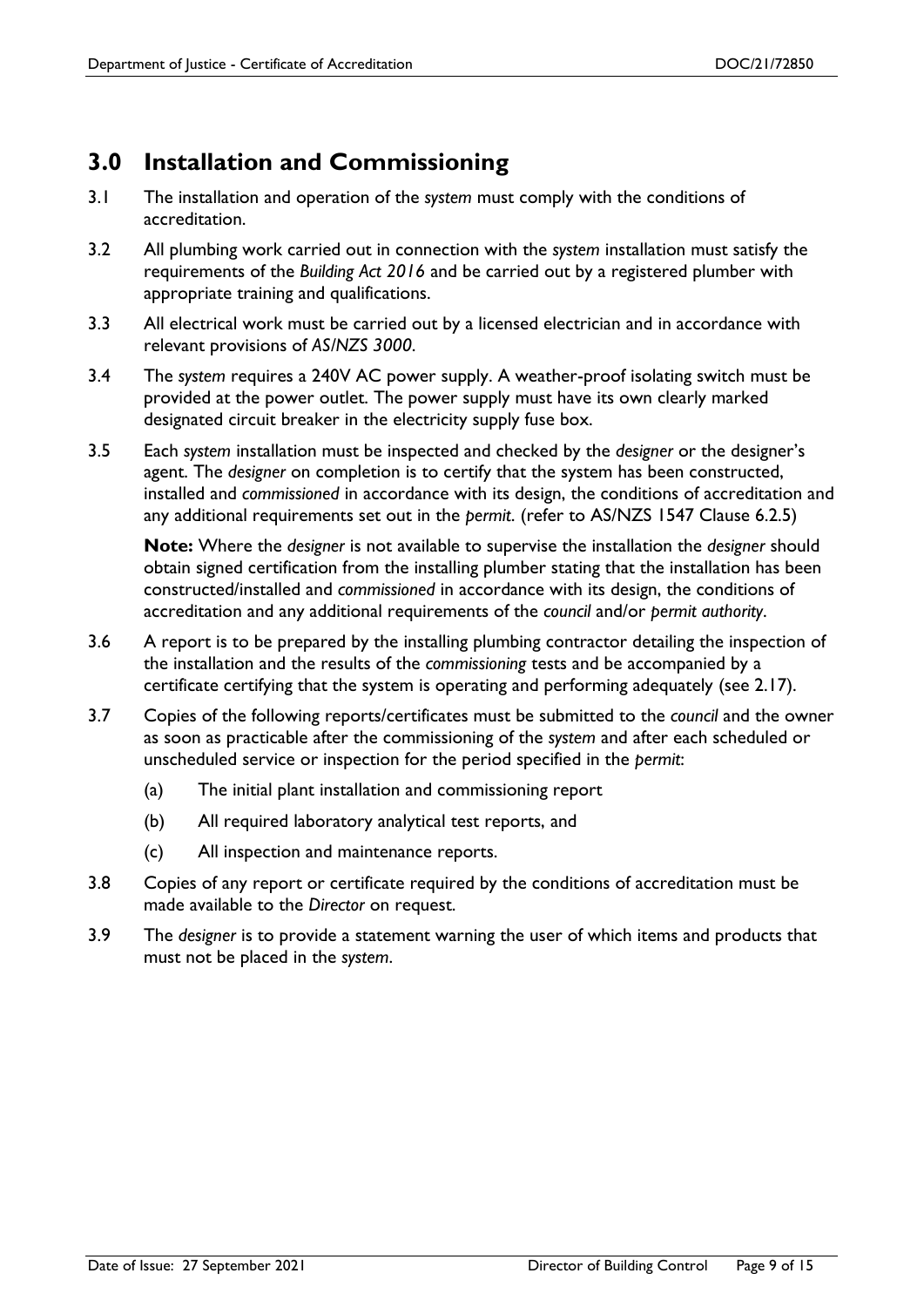## 3.0 Installation and Commissioning

3.1 The installation and operation of the *system* must comply with the conditions of accreditation.

3.2 All plumbing work carried out in connection with the *system* installation must satisfy the requirements of the *Building Act 2016* and be carried out by a registered plumber with appropriate training and qualifications.

3.3 All electrical work must be carried out by a licensed electrician and in accordance with relevant provisions of *AS/NZS 3000*.

3.4 The *system* requires a 240V AC power supply. A weather-proof isolating switch must be provided at the power outlet. The power supply must have its own clearly marked designated circuit breaker in the electricity supply fuse box.

3.5 Each *system* installation must be inspected and checked by the *designer* or the designer's agent. The *designer* on completion is to certify that the system has been constructed, installed and *commissioned* in accordance with its design, the conditions of accreditation and any additional requirements set out in the *permit*. (refer to AS/NZS 1547 Clause 6.2.5)

**Note:** Where the *designer* is not available to supervise the installation the *designer* should obtain signed certification from the installing plumber stating that the installation has been constructed/installed and *commissioned* in accordance with its design, the conditions of accreditation and any additional requirements of the *council* and/or *permit authority*.

3.6 A report is to be prepared by the installing plumbing contractor detailing the inspection of the installation and the results of the *commissioning* tests and be accompanied by a certificate certifying that the system is operating and performing adequately (see 2.17).

3.7 Copies of the following reports/certificates must be submitted to the *council* and the owner as soon as practicable after the commissioning of the *system* and after each scheduled or unscheduled service or inspection for the period specified in the *permit*:

(a) The initial plant installation and commissioning report

(b) All required laboratory analytical test reports, and

(c) All inspection and maintenance reports.

3.8 Copies of any report or certificate required by the conditions of accreditation must be made available to the *Director* on request.

3.9 The *designer* is to provide a statement warning the user of which items and products that must not be placed in the *system*.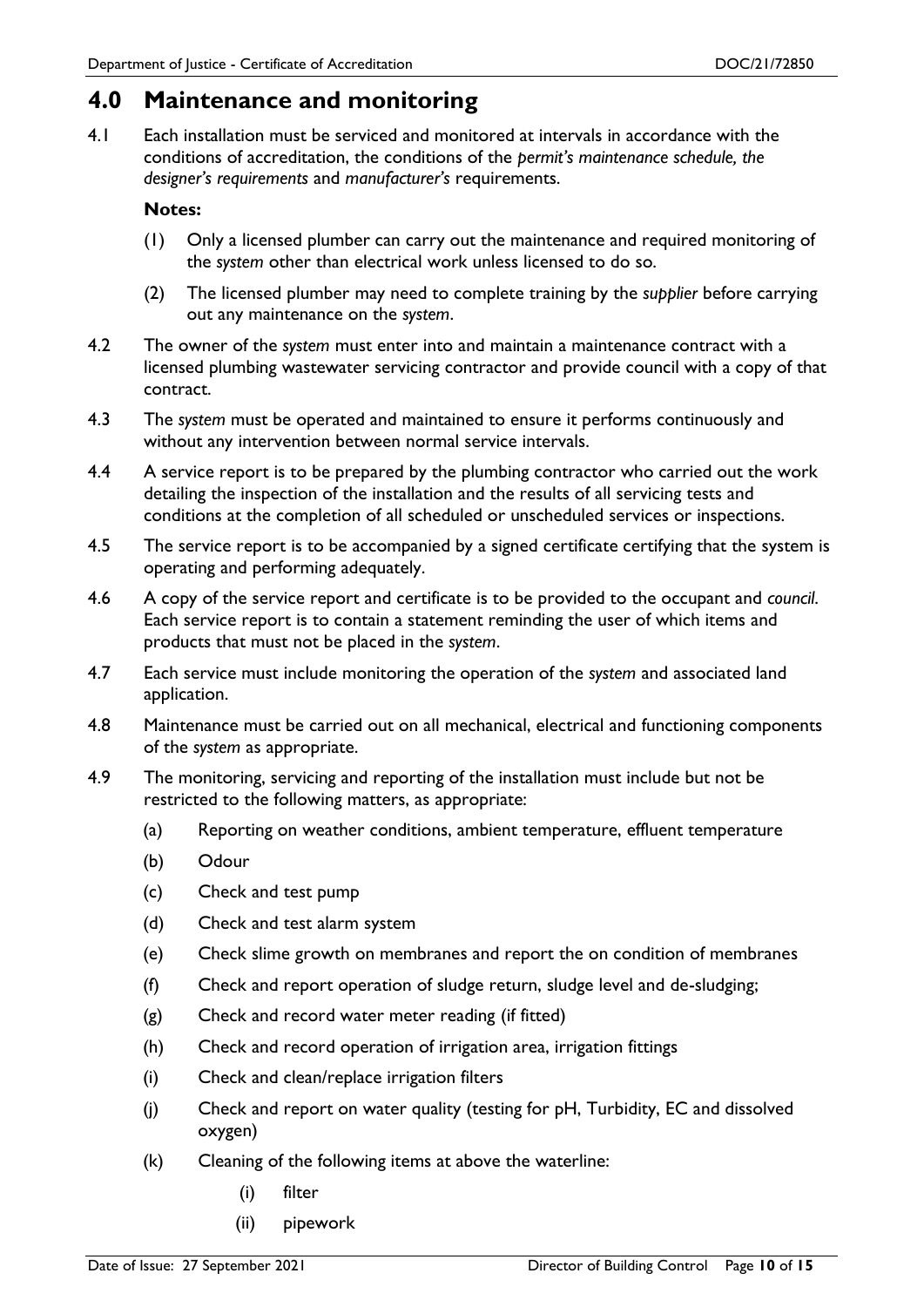## 4.0 Maintenance and monitoring

4.1 Each installation must be serviced and monitored at intervals in accordance with the conditions of accreditation, the conditions of the *permit's maintenance schedule, the designer's requirements* and *manufacturer's* requirements.

**Notes:**

(1) Only a licensed plumber can carry out the maintenance and required monitoring of the *system* other than electrical work unless licensed to do so.

(2) The licensed plumber may need to complete training by the *supplier* before carrying out any maintenance on the *system*.

4.2 The owner of the *system* must enter into and maintain a maintenance contract with a licensed plumbing wastewater servicing contractor and provide council with a copy of that contract.

4.3 The *system* must be operated and maintained to ensure it performs continuously and without any intervention between normal service intervals.

4.4 A service report is to be prepared by the plumbing contractor who carried out the work detailing the inspection of the installation and the results of all servicing tests and conditions at the completion of all scheduled or unscheduled services or inspections.

4.5 The service report is to be accompanied by a signed certificate certifying that the system is operating and performing adequately.

4.6 A copy of the service report and certificate is to be provided to the occupant and *council*. Each service report is to contain a statement reminding the user of which items and products that must not be placed in the *system*.

4.7 Each service must include monitoring the operation of the *system* and associated land application.

4.8 Maintenance must be carried out on all mechanical, electrical and functioning components of the *system* as appropriate.

4.9 The monitoring, servicing and reporting of the installation must include but not be restricted to the following matters, as appropriate:

(a) Reporting on weather conditions, ambient temperature, effluent temperature

(b) Odour

(c) Check and test pump

(d) Check and test alarm system

(e) Check slime growth on membranes and report the on condition of membranes

(f) Check and report operation of sludge return, sludge level and de-sludging;

(g) Check and record water meter reading (if fitted)

(h) Check and record operation of irrigation area, irrigation fittings

(i) Check and clean/replace irrigation filters

(j) Check and report on water quality (testing for pH, Turbidity, EC and dissolved oxygen)

(k) Cleaning of the following items at above the waterline:

(i) filter

(ii) pipework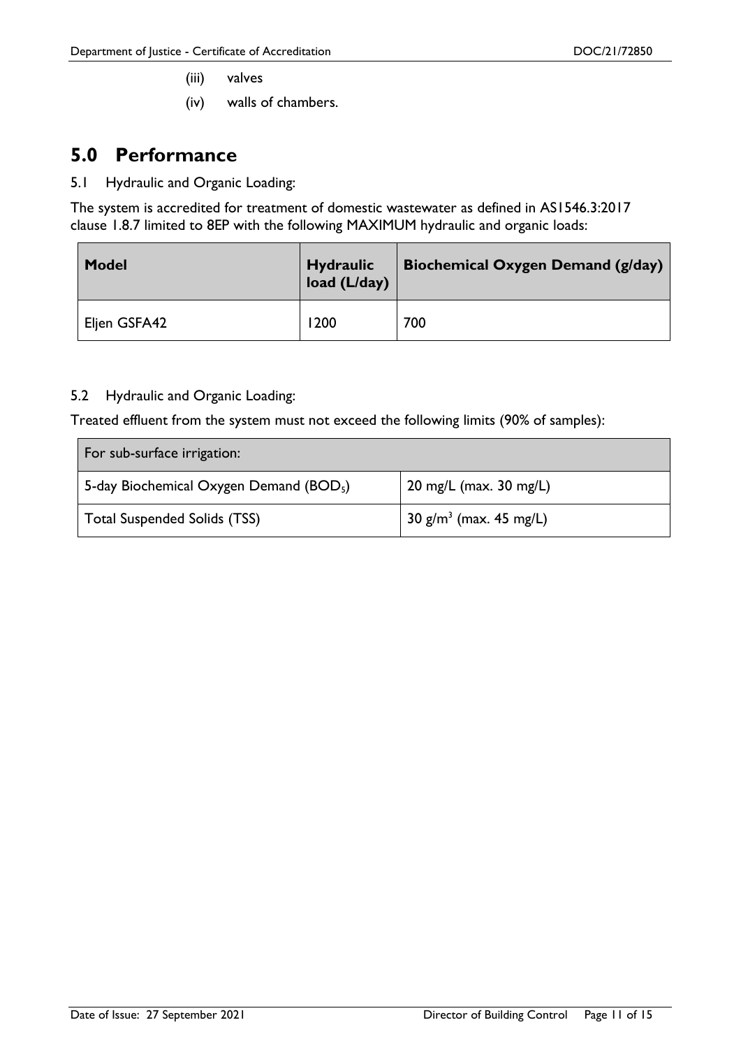(iii) valves

(iv) walls of chambers.

# 5.0 Performance

5.1 Hydraulic and Organic Loading:

The system is accredited for treatment of domestic wastewater as defined in AS1546.3:2017 clause 1.8.7 limited to 8EP with the following MAXIMUM hydraulic and organic loads:

| **Model** | **Hydraulic load (L/day)** | **Biochemical Oxygen Demand (g/day)** |
| --- | --- | --- |
| Eljen GSFA42 | 1200 | 700 |

5.2 Hydraulic and Organic Loading:

Treated effluent from the system must not exceed the following limits (90% of samples):

| For sub-surface irrigation: | |
| --- | --- |
| 5-day Biochemical Oxygen Demand ($BOD_5$) | 20 mg/L (max. 30 mg/L) |
| Total Suspended Solids (TSS) | 30 $g/m^3$ (max. 45 mg/L) |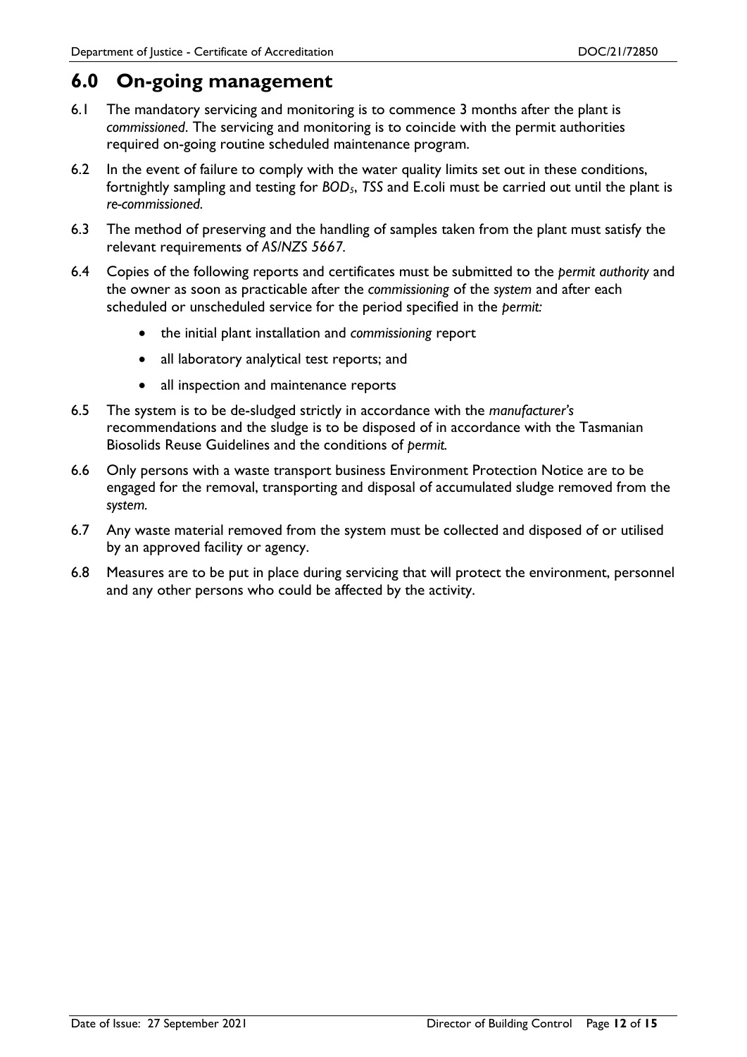## 6.0 On-going management

6.1 The mandatory servicing and monitoring is to commence 3 months after the plant is *commissioned*. The servicing and monitoring is to coincide with the permit authorities required on-going routine scheduled maintenance program.

6.2 In the event of failure to comply with the water quality limits set out in these conditions, fortnightly sampling and testing for *$BOD_5$*, *TSS* and E.coli must be carried out until the plant is *re-commissioned*.

6.3 The method of preserving and the handling of samples taken from the plant must satisfy the relevant requirements of *AS/NZS 5667*.

6.4 Copies of the following reports and certificates must be submitted to the *permit authority* and the owner as soon as practicable after the *commissioning* of the *system* and after each scheduled or unscheduled service for the period specified in the *permit:*

- the initial plant installation and *commissioning* report
- all laboratory analytical test reports; and
- all inspection and maintenance reports

6.5 The system is to be de-sludged strictly in accordance with the *manufacturer's* recommendations and the sludge is to be disposed of in accordance with the Tasmanian Biosolids Reuse Guidelines and the conditions of *permit.*

6.6 Only persons with a waste transport business Environment Protection Notice are to be engaged for the removal, transporting and disposal of accumulated sludge removed from the *system*.

6.7 Any waste material removed from the system must be collected and disposed of or utilised by an approved facility or agency.

6.8 Measures are to be put in place during servicing that will protect the environment, personnel and any other persons who could be affected by the activity.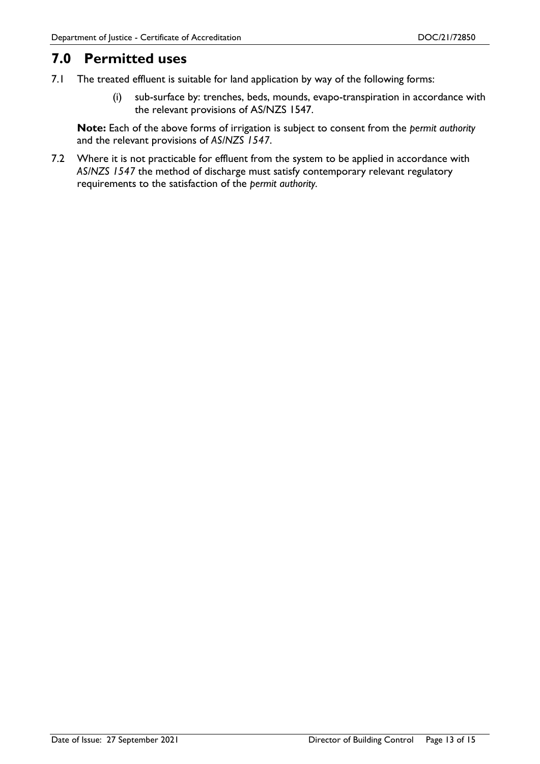## 7.0 Permitted uses

7.1 The treated effluent is suitable for land application by way of the following forms:

   (i) sub-surface by: trenches, beds, mounds, evapo-transpiration in accordance with the relevant provisions of AS/NZS 1547.

**Note:** Each of the above forms of irrigation is subject to consent from the *permit authority* and the relevant provisions of *AS/NZS 1547*.

7.2 Where it is not practicable for effluent from the system to be applied in accordance with *AS/NZS 1547* the method of discharge must satisfy contemporary relevant regulatory requirements to the satisfaction of the *permit authority*.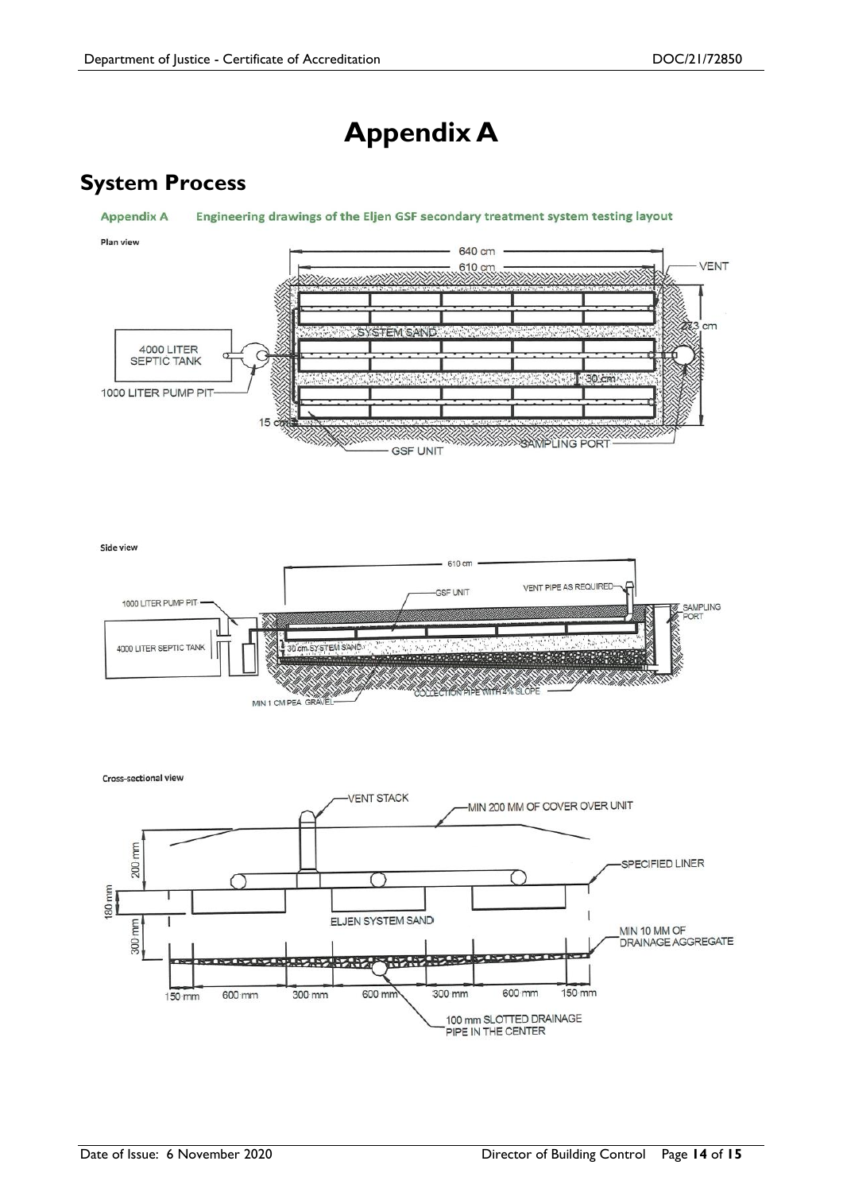# Appendix A

## System Process

**Appendix A Engineering drawings of the Eljen GSF secondary treatment system testing layout**

**Plan view**

640 cm

610 cm

VENT

273 cm

SYSTEM SAND

4000 LITER SEPTIC TANK

1000 LITER PUMP PIT

30 cm

15 cm

GSF UNIT

SAMPLING PORT

**Side view**

610 cm

GSF UNIT

VENT PIPE AS REQUIRED

1000 LITER PUMP PIT

SAMPLING PORT

4000 LITER SEPTIC TANK

30 cm SYSTEM SAND

MIN 1 CM PEA GRAVEL

COLLECTION PIPE WITH 4% SLOPE

**Cross-sectional view**

VENT STACK

MIN 200 MM OF COVER OVER UNIT

200 mm

SPECIFIED LINER

180 mm

ELJEN SYSTEM SAND

300 mm

MIN 10 MM OF DRAINAGE AGGREGATE

150 mm 600 mm 300 mm 600 mm 300 mm 600 mm 150 mm

100 mm SLOTTED DRAINAGE PIPE IN THE CENTER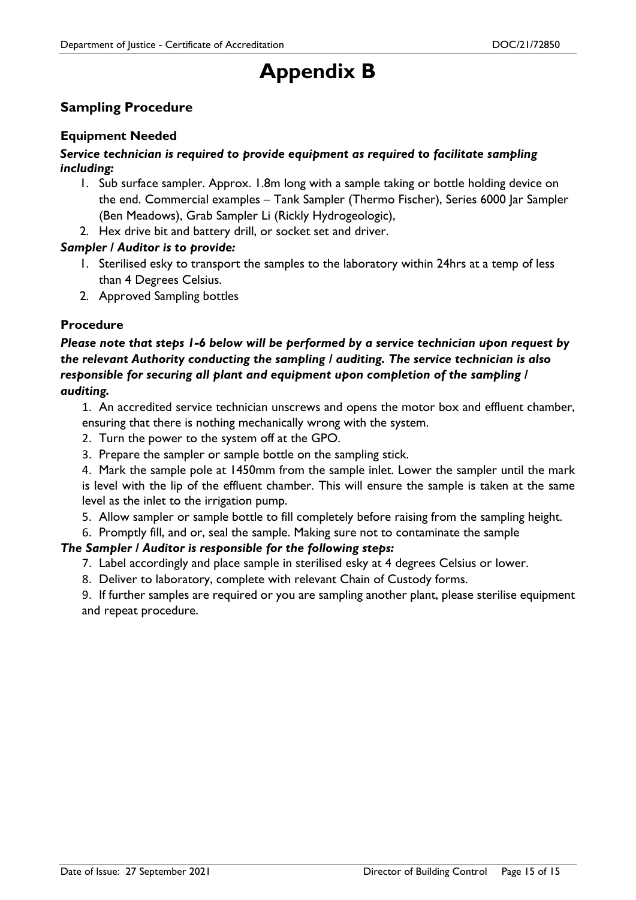# Appendix B

## Sampling Procedure

### Equipment Needed

***Service technician is required to provide equipment as required to facilitate sampling including:***

1. Sub surface sampler. Approx. 1.8m long with a sample taking or bottle holding device on the end. Commercial examples – Tank Sampler (Thermo Fischer), Series 6000 Jar Sampler (Ben Meadows), Grab Sampler Li (Rickly Hydrogeologic),
2. Hex drive bit and battery drill, or socket set and driver.

***Sampler / Auditor is to provide:***

1. Sterilised esky to transport the samples to the laboratory within 24hrs at a temp of less than 4 Degrees Celsius.
2. Approved Sampling bottles

### Procedure

***Please note that steps 1-6 below will be performed by a service technician upon request by the relevant Authority conducting the sampling / auditing. The service technician is also responsible for securing all plant and equipment upon completion of the sampling / auditing.***

1. An accredited service technician unscrews and opens the motor box and effluent chamber, ensuring that there is nothing mechanically wrong with the system.
2. Turn the power to the system off at the GPO.
3. Prepare the sampler or sample bottle on the sampling stick.
4. Mark the sample pole at 1450mm from the sample inlet. Lower the sampler until the mark is level with the lip of the effluent chamber. This will ensure the sample is taken at the same level as the inlet to the irrigation pump.
5. Allow sampler or sample bottle to fill completely before raising from the sampling height.
6. Promptly fill, and or, seal the sample. Making sure not to contaminate the sample

***The Sampler / Auditor is responsible for the following steps:***

7. Label accordingly and place sample in sterilised esky at 4 degrees Celsius or lower.
8. Deliver to laboratory, complete with relevant Chain of Custody forms.
9. If further samples are required or you are sampling another plant, please sterilise equipment and repeat procedure.